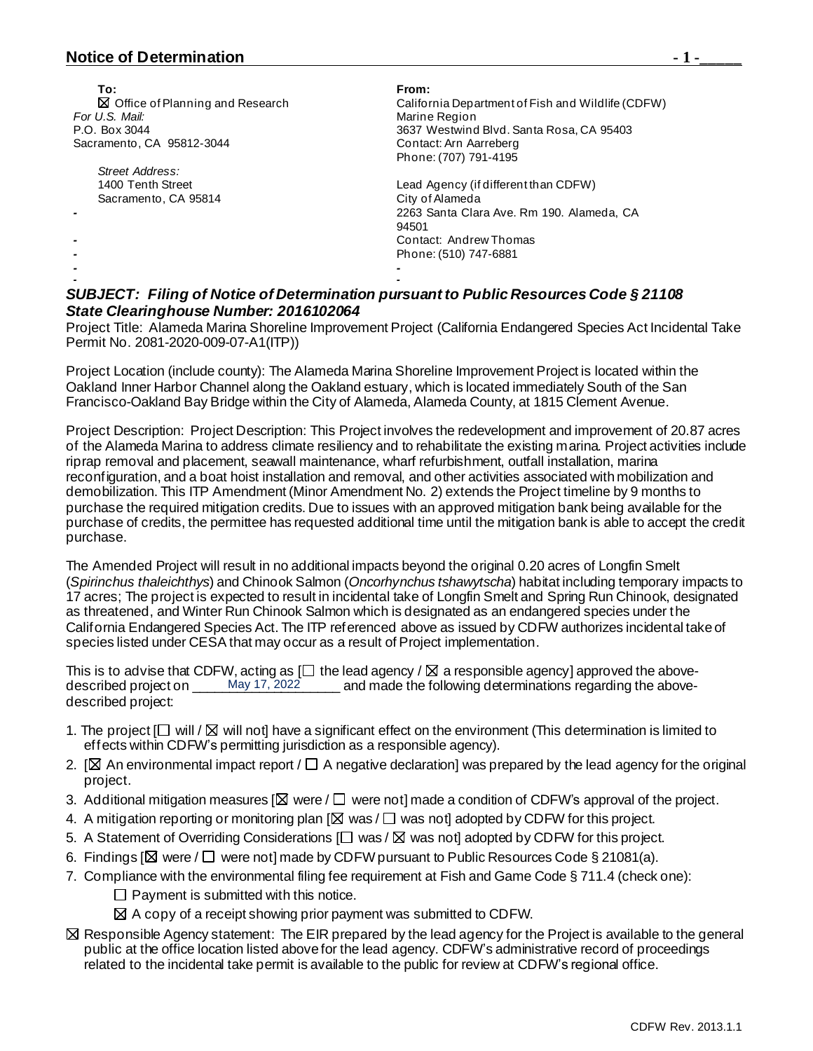## Notice of Determination

**To:**
☒ Office of Planning and Research
*For U.S. Mail:*
P.O. Box 3044
Sacramento, CA 95812-3044

*Street Address:*
1400 Tenth Street
Sacramento, CA 95814

**From:**
California Department of Fish and Wildlife (CDFW)
Marine Region
3637 Westwind Blvd. Santa Rosa, CA 95403
Contact: Arn Aarreberg
Phone: (707) 791-4195

Lead Agency (if different than CDFW)
City of Alameda
2263 Santa Clara Ave. Rm 190. Alameda, CA 94501
Contact: Andrew Thomas
Phone: (510) 747-6881

### *SUBJECT: Filing of Notice of Determination pursuant to Public Resources Code § 21108*
### *State Clearinghouse Number: 2016102064*

Project Title: Alameda Marina Shoreline Improvement Project (California Endangered Species Act Incidental Take Permit No. 2081-2020-009-07-A1(ITP))

Project Location (include county): The Alameda Marina Shoreline Improvement Project is located within the Oakland Inner Harbor Channel along the Oakland estuary, which is located immediately South of the San Francisco-Oakland Bay Bridge within the City of Alameda, Alameda County, at 1815 Clement Avenue.

Project Description: Project Description: This Project involves the redevelopment and improvement of 20.87 acres of the Alameda Marina to address climate resiliency and to rehabilitate the existing marina. Project activities include riprap removal and placement, seawall maintenance, wharf refurbishment, outfall installation, marina reconfiguration, and a boat hoist installation and removal, and other activities associated with mobilization and demobilization. This ITP Amendment (Minor Amendment No. 2) extends the Project timeline by 9 months to purchase the required mitigation credits. Due to issues with an approved mitigation bank being available for the purchase of credits, the permittee has requested additional time until the mitigation bank is able to accept the credit purchase.

The Amended Project will result in no additional impacts beyond the original 0.20 acres of Longfin Smelt (*Spirinchus thaleichthys*) and Chinook Salmon (*Oncorhynchus tshawytscha*) habitat including temporary impacts to 17 acres; The project is expected to result in incidental take of Longfin Smelt and Spring Run Chinook, designated as threatened, and Winter Run Chinook Salmon which is designated as an endangered species under the California Endangered Species Act. The ITP referenced above as issued by CDFW authorizes incidental take of species listed under CESA that may occur as a result of Project implementation.

This is to advise that CDFW, acting as [☐ the lead agency / ☒ a responsible agency] approved the above-described project on May 17, 2022 and made the following determinations regarding the above-described project:

1. The project [☐ will / ☒ will not] have a significant effect on the environment (This determination is limited to effects within CDFW's permitting jurisdiction as a responsible agency).
2. [☒ An environmental impact report / ☐ A negative declaration] was prepared by the lead agency for the original project.
3. Additional mitigation measures [☒ were / ☐ were not] made a condition of CDFW's approval of the project.
4. A mitigation reporting or monitoring plan [☒ was / ☐ was not] adopted by CDFW for this project.
5. A Statement of Overriding Considerations [☐ was / ☒ was not] adopted by CDFW for this project.
6. Findings [☒ were / ☐ were not] made by CDFW pursuant to Public Resources Code § 21081(a).
7. Compliance with the environmental filing fee requirement at Fish and Game Code § 711.4 (check one):
   - ☐ Payment is submitted with this notice.
   - ☒ A copy of a receipt showing prior payment was submitted to CDFW.

☒ Responsible Agency statement: The EIR prepared by the lead agency for the Project is available to the general public at the office location listed above for the lead agency. CDFW's administrative record of proceedings related to the incidental take permit is available to the public for review at CDFW's regional office.

CDFW Rev. 2013.1.1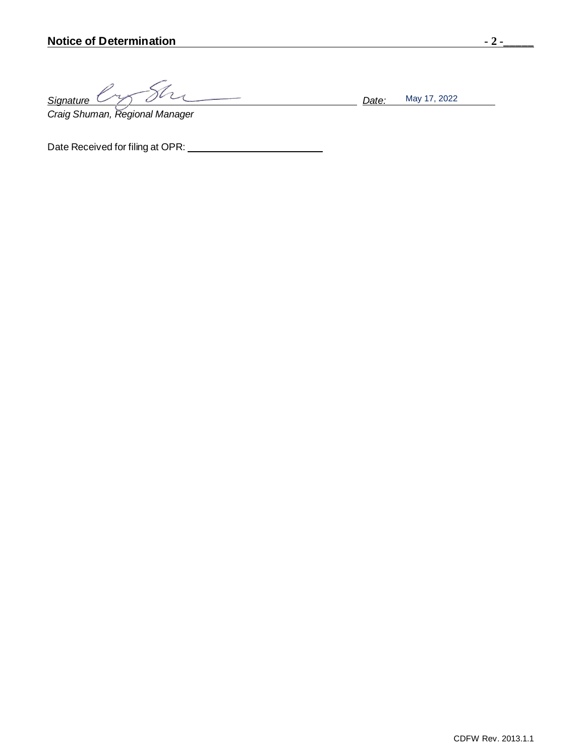*Signature* ________________________ *Date:* May 17, 2022

*Craig Shuman, Regional Manager*

Date Received for filing at OPR: ____________________

CDFW Rev. 2013.1.1